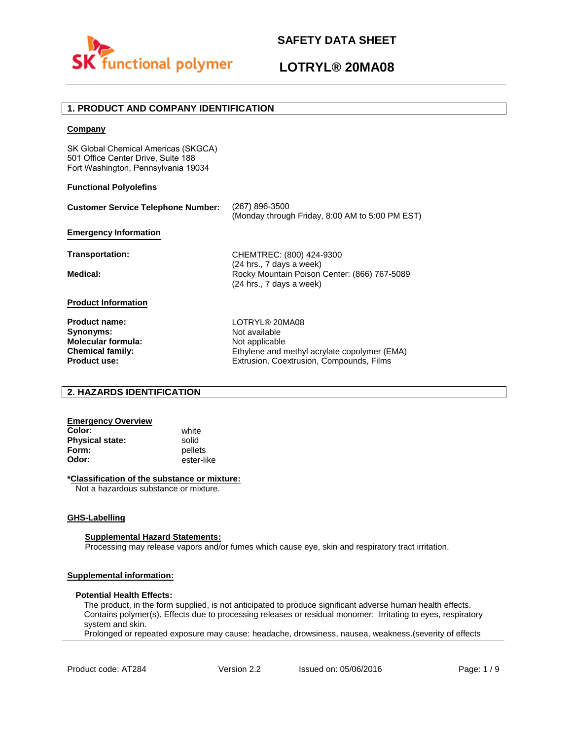# SAFETY DATA SHEET

# LOTRYL® 20MA08

## 1. PRODUCT AND COMPANY IDENTIFICATION

**Company**

SK Global Chemical Americas (SKGCA)
501 Office Center Drive, Suite 188
Fort Washington, Pennsylvania 19034

**Functional Polyolefins**

**Customer Service Telephone Number:** (267) 896-3500
(Monday through Friday, 8:00 AM to 5:00 PM EST)

**Emergency Information**

**Transportation:** CHEMTREC: (800) 424-9300
(24 hrs., 7 days a week)

**Medical:** Rocky Mountain Poison Center: (866) 767-5089
(24 hrs., 7 days a week)

**Product Information**

**Product name:** LOTRYL® 20MA08
**Synonyms:** Not available
**Molecular formula:** Not applicable
**Chemical family:** Ethylene and methyl acrylate copolymer (EMA)
**Product use:** Extrusion, Coextrusion, Compounds, Films

## 2. HAZARDS IDENTIFICATION

**Emergency Overview**

**Color:** white
**Physical state:** solid
**Form:** pellets
**Odor:** ester-like

***Classification of the substance or mixture:**
Not a hazardous substance or mixture.

**GHS-Labelling**

**Supplemental Hazard Statements:**
Processing may release vapors and/or fumes which cause eye, skin and respiratory tract irritation.

**Supplemental information:**

**Potential Health Effects:**
The product, in the form supplied, is not anticipated to produce significant adverse human health effects. Contains polymer(s). Effects due to processing releases or residual monomer: Irritating to eyes, respiratory system and skin.
Prolonged or repeated exposure may cause: headache, drowsiness, nausea, weakness.(severity of effects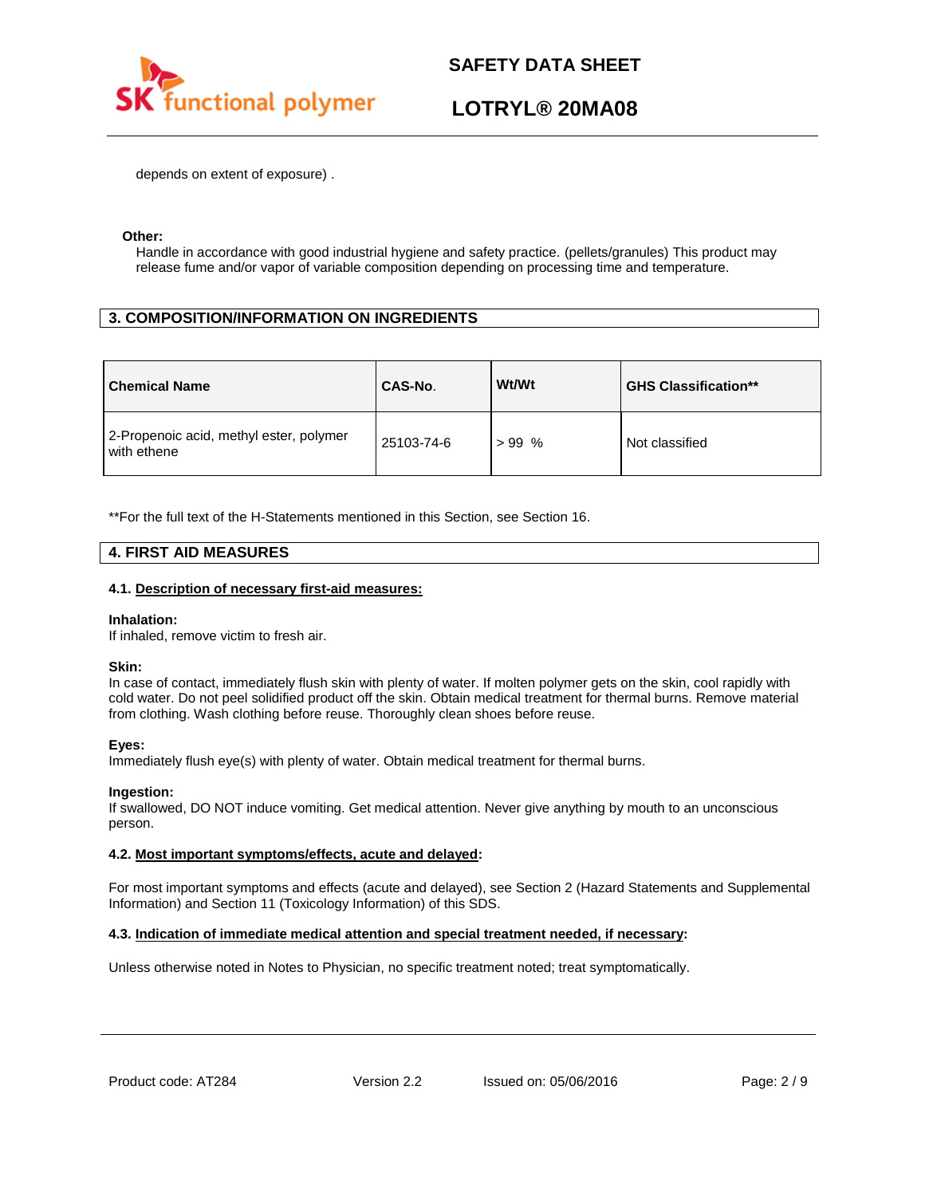depends on extent of exposure) .

**Other:**

Handle in accordance with good industrial hygiene and safety practice. (pellets/granules) This product may release fume and/or vapor of variable composition depending on processing time and temperature.

## 3. COMPOSITION/INFORMATION ON INGREDIENTS

| Chemical Name | CAS-No. | Wt/Wt | GHS Classification** |
|---|---|---|---|
| 2-Propenoic acid, methyl ester, polymer with ethene | 25103-74-6 | > 99 % | Not classified |

**For the full text of the H-Statements mentioned in this Section, see Section 16.

## 4. FIRST AID MEASURES

### 4.1. Description of necessary first-aid measures:

**Inhalation:**
If inhaled, remove victim to fresh air.

**Skin:**
In case of contact, immediately flush skin with plenty of water. If molten polymer gets on the skin, cool rapidly with cold water. Do not peel solidified product off the skin. Obtain medical treatment for thermal burns. Remove material from clothing. Wash clothing before reuse. Thoroughly clean shoes before reuse.

**Eyes:**
Immediately flush eye(s) with plenty of water. Obtain medical treatment for thermal burns.

**Ingestion:**
If swallowed, DO NOT induce vomiting. Get medical attention. Never give anything by mouth to an unconscious person.

### 4.2. Most important symptoms/effects, acute and delayed:

For most important symptoms and effects (acute and delayed), see Section 2 (Hazard Statements and Supplemental Information) and Section 11 (Toxicology Information) of this SDS.

### 4.3. Indication of immediate medical attention and special treatment needed, if necessary:

Unless otherwise noted in Notes to Physician, no specific treatment noted; treat symptomatically.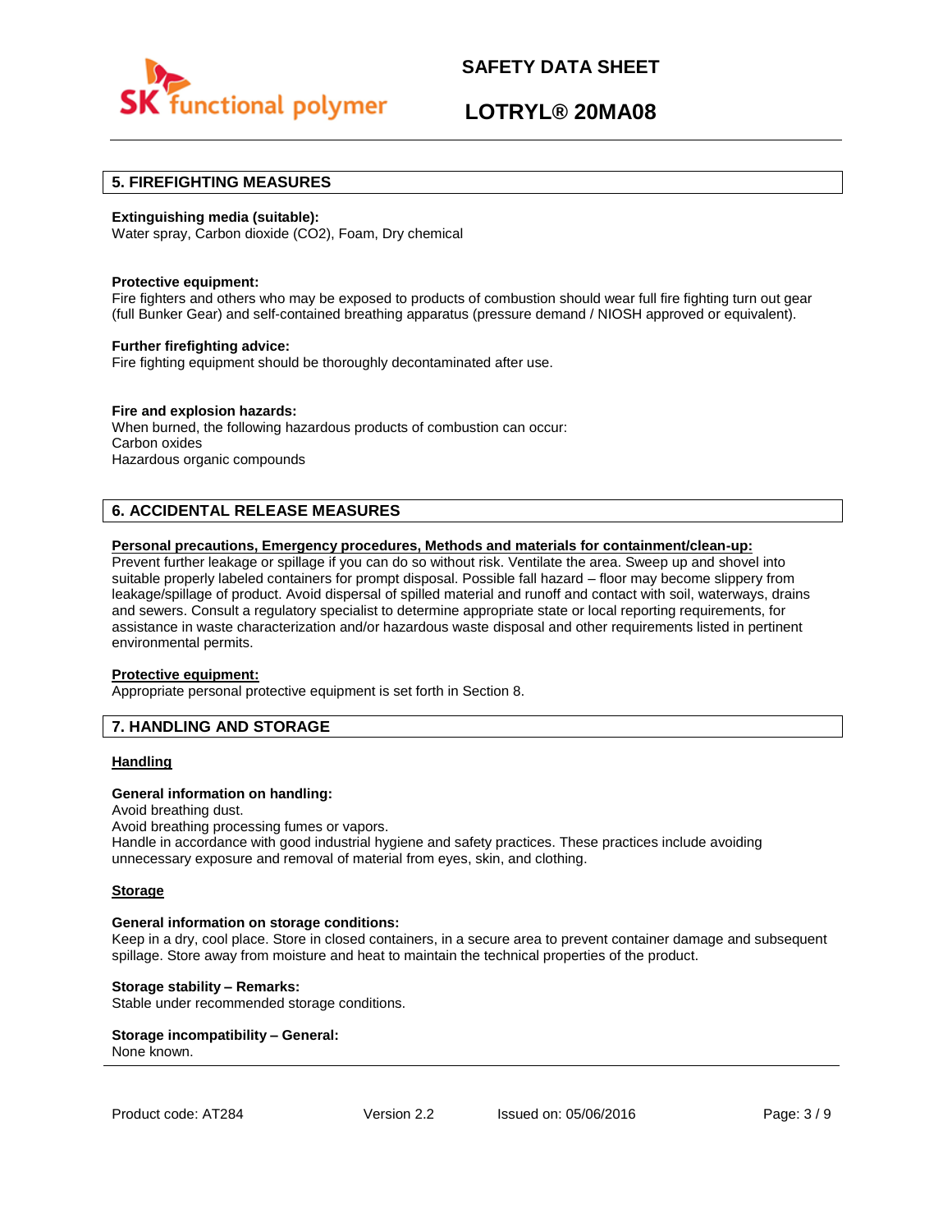## 5. FIREFIGHTING MEASURES

**Extinguishing media (suitable):**
Water spray, Carbon dioxide (CO2), Foam, Dry chemical

**Protective equipment:**
Fire fighters and others who may be exposed to products of combustion should wear full fire fighting turn out gear (full Bunker Gear) and self-contained breathing apparatus (pressure demand / NIOSH approved or equivalent).

**Further firefighting advice:**
Fire fighting equipment should be thoroughly decontaminated after use.

**Fire and explosion hazards:**
When burned, the following hazardous products of combustion can occur:
Carbon oxides
Hazardous organic compounds

## 6. ACCIDENTAL RELEASE MEASURES

**Personal precautions, Emergency procedures, Methods and materials for containment/clean-up:**
Prevent further leakage or spillage if you can do so without risk. Ventilate the area. Sweep up and shovel into suitable properly labeled containers for prompt disposal. Possible fall hazard – floor may become slippery from leakage/spillage of product. Avoid dispersal of spilled material and runoff and contact with soil, waterways, drains and sewers. Consult a regulatory specialist to determine appropriate state or local reporting requirements, for assistance in waste characterization and/or hazardous waste disposal and other requirements listed in pertinent environmental permits.

**Protective equipment:**
Appropriate personal protective equipment is set forth in Section 8.

## 7. HANDLING AND STORAGE

**Handling**

**General information on handling:**
Avoid breathing dust.
Avoid breathing processing fumes or vapors.
Handle in accordance with good industrial hygiene and safety practices. These practices include avoiding unnecessary exposure and removal of material from eyes, skin, and clothing.

**Storage**

**General information on storage conditions:**
Keep in a dry, cool place. Store in closed containers, in a secure area to prevent container damage and subsequent spillage. Store away from moisture and heat to maintain the technical properties of the product.

**Storage stability – Remarks:**
Stable under recommended storage conditions.

**Storage incompatibility – General:**
None known.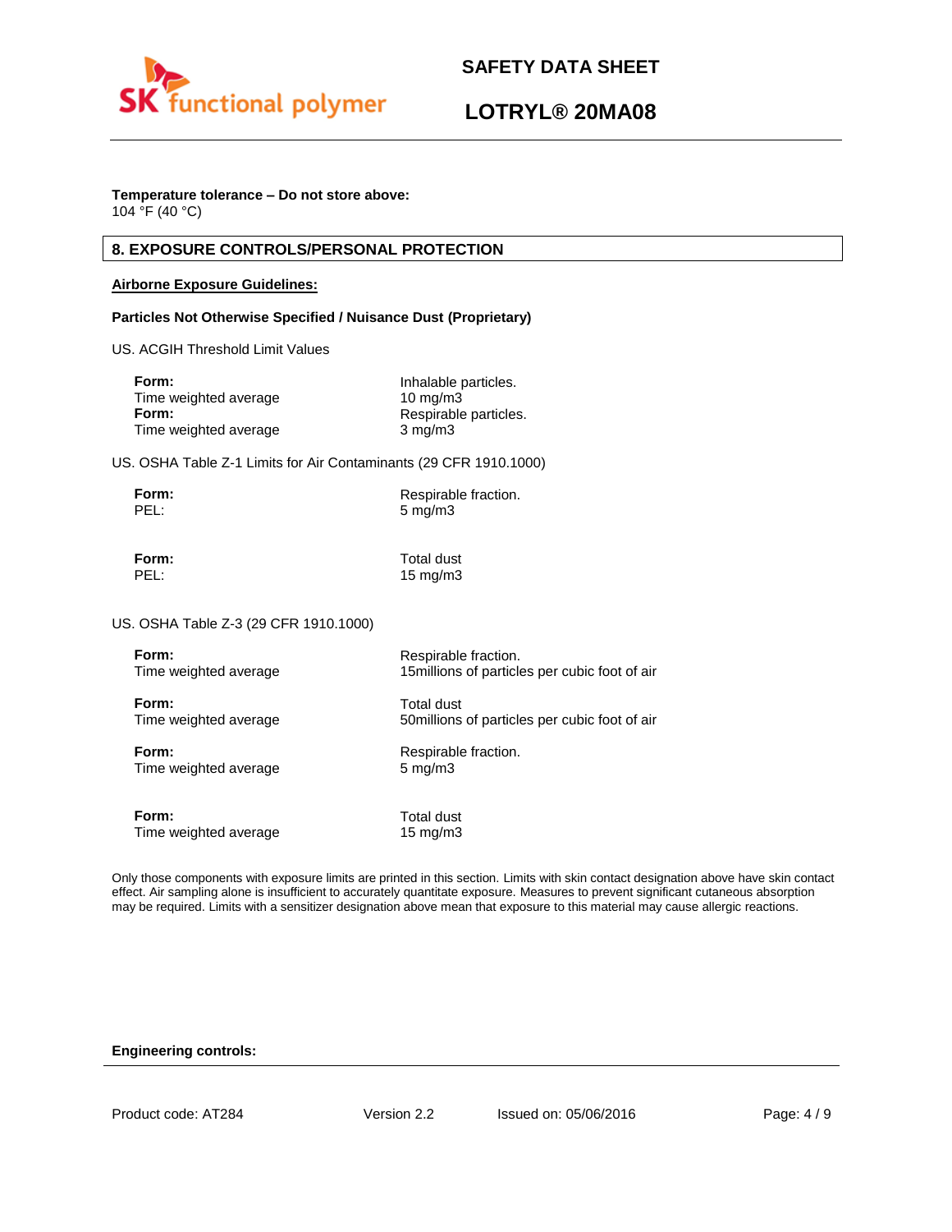**Temperature tolerance – Do not store above:**
104 °F (40 °C)

## 8. EXPOSURE CONTROLS/PERSONAL PROTECTION

**Airborne Exposure Guidelines:**

**Particles Not Otherwise Specified / Nuisance Dust (Proprietary)**

US. ACGIH Threshold Limit Values

| | |
|---|---|
| **Form:** | Inhalable particles. |
| Time weighted average | 10 mg/m3 |
| **Form:** | Respirable particles. |
| Time weighted average | 3 mg/m3 |

US. OSHA Table Z-1 Limits for Air Contaminants (29 CFR 1910.1000)

| | |
|---|---|
| **Form:** | Respirable fraction. |
| PEL: | 5 mg/m3 |
| **Form:** | Total dust |
| PEL: | 15 mg/m3 |

US. OSHA Table Z-3 (29 CFR 1910.1000)

| | |
|---|---|
| **Form:** | Respirable fraction. |
| Time weighted average | 15millions of particles per cubic foot of air |
| **Form:** | Total dust |
| Time weighted average | 50millions of particles per cubic foot of air |
| **Form:** | Respirable fraction. |
| Time weighted average | 5 mg/m3 |
| **Form:** | Total dust |
| Time weighted average | 15 mg/m3 |

Only those components with exposure limits are printed in this section. Limits with skin contact designation above have skin contact effect. Air sampling alone is insufficient to accurately quantitate exposure. Measures to prevent significant cutaneous absorption may be required. Limits with a sensitizer designation above mean that exposure to this material may cause allergic reactions.

**Engineering controls:**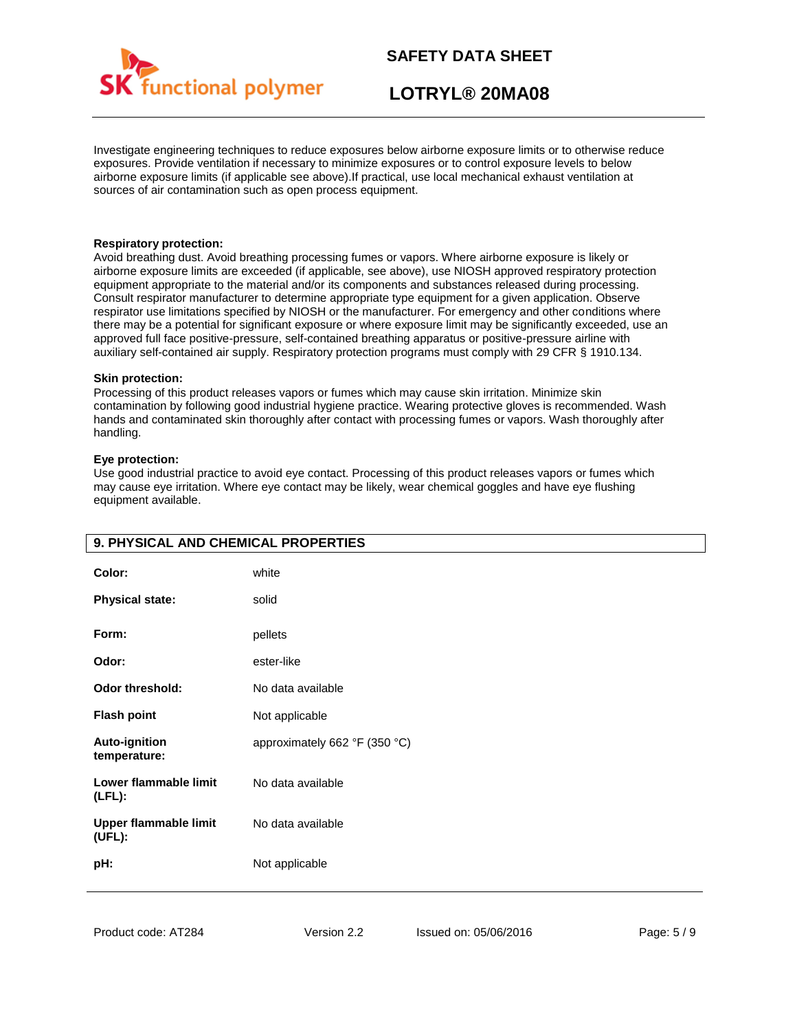Investigate engineering techniques to reduce exposures below airborne exposure limits or to otherwise reduce exposures. Provide ventilation if necessary to minimize exposures or to control exposure levels to below airborne exposure limits (if applicable see above).If practical, use local mechanical exhaust ventilation at sources of air contamination such as open process equipment.

**Respiratory protection:**
Avoid breathing dust. Avoid breathing processing fumes or vapors. Where airborne exposure is likely or airborne exposure limits are exceeded (if applicable, see above), use NIOSH approved respiratory protection equipment appropriate to the material and/or its components and substances released during processing. Consult respirator manufacturer to determine appropriate type equipment for a given application. Observe respirator use limitations specified by NIOSH or the manufacturer. For emergency and other conditions where there may be a potential for significant exposure or where exposure limit may be significantly exceeded, use an approved full face positive-pressure, self-contained breathing apparatus or positive-pressure airline with auxiliary self-contained air supply. Respiratory protection programs must comply with 29 CFR § 1910.134.

**Skin protection:**
Processing of this product releases vapors or fumes which may cause skin irritation. Minimize skin contamination by following good industrial hygiene practice. Wearing protective gloves is recommended. Wash hands and contaminated skin thoroughly after contact with processing fumes or vapors. Wash thoroughly after handling.

**Eye protection:**
Use good industrial practice to avoid eye contact. Processing of this product releases vapors or fumes which may cause eye irritation. Where eye contact may be likely, wear chemical goggles and have eye flushing equipment available.

## 9. PHYSICAL AND CHEMICAL PROPERTIES

| | |
|---|---|
| **Color:** | white |
| **Physical state:** | solid |
| **Form:** | pellets |
| **Odor:** | ester-like |
| **Odor threshold:** | No data available |
| **Flash point** | Not applicable |
| **Auto-ignition temperature:** | approximately 662 °F (350 °C) |
| **Lower flammable limit (LFL):** | No data available |
| **Upper flammable limit (UFL):** | No data available |
| **pH:** | Not applicable |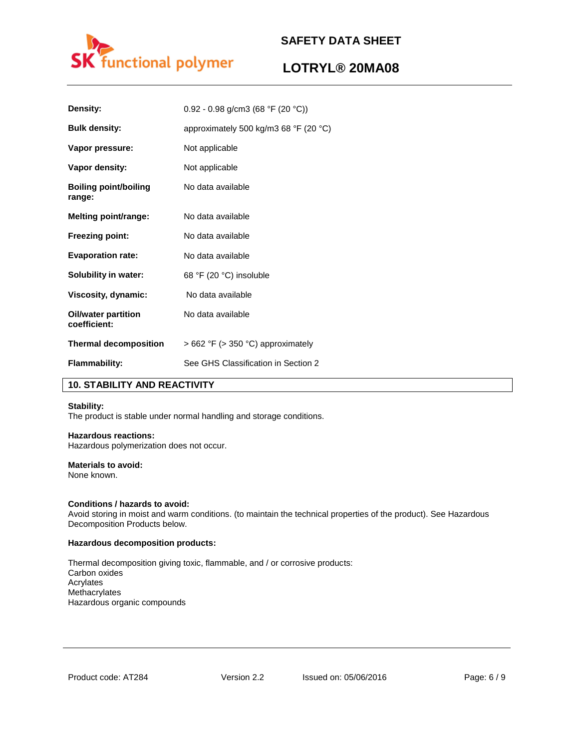| | |
|---|---|
| **Density:** | 0.92 - 0.98 g/cm3 (68 °F (20 °C)) |
| **Bulk density:** | approximately 500 kg/m3 68 °F (20 °C) |
| **Vapor pressure:** | Not applicable |
| **Vapor density:** | Not applicable |
| **Boiling point/boiling range:** | No data available |
| **Melting point/range:** | No data available |
| **Freezing point:** | No data available |
| **Evaporation rate:** | No data available |
| **Solubility in water:** | 68 °F (20 °C) insoluble |
| **Viscosity, dynamic:** | No data available |
| **Oil/water partition coefficient:** | No data available |
| **Thermal decomposition** | > 662 °F (> 350 °C) approximately |
| **Flammability:** | See GHS Classification in Section 2 |

## 10. STABILITY AND REACTIVITY

**Stability:**
The product is stable under normal handling and storage conditions.

**Hazardous reactions:**
Hazardous polymerization does not occur.

**Materials to avoid:**
None known.

**Conditions / hazards to avoid:**
Avoid storing in moist and warm conditions. (to maintain the technical properties of the product). See Hazardous Decomposition Products below.

**Hazardous decomposition products:**

Thermal decomposition giving toxic, flammable, and / or corrosive products:
Carbon oxides
Acrylates
Methacrylates
Hazardous organic compounds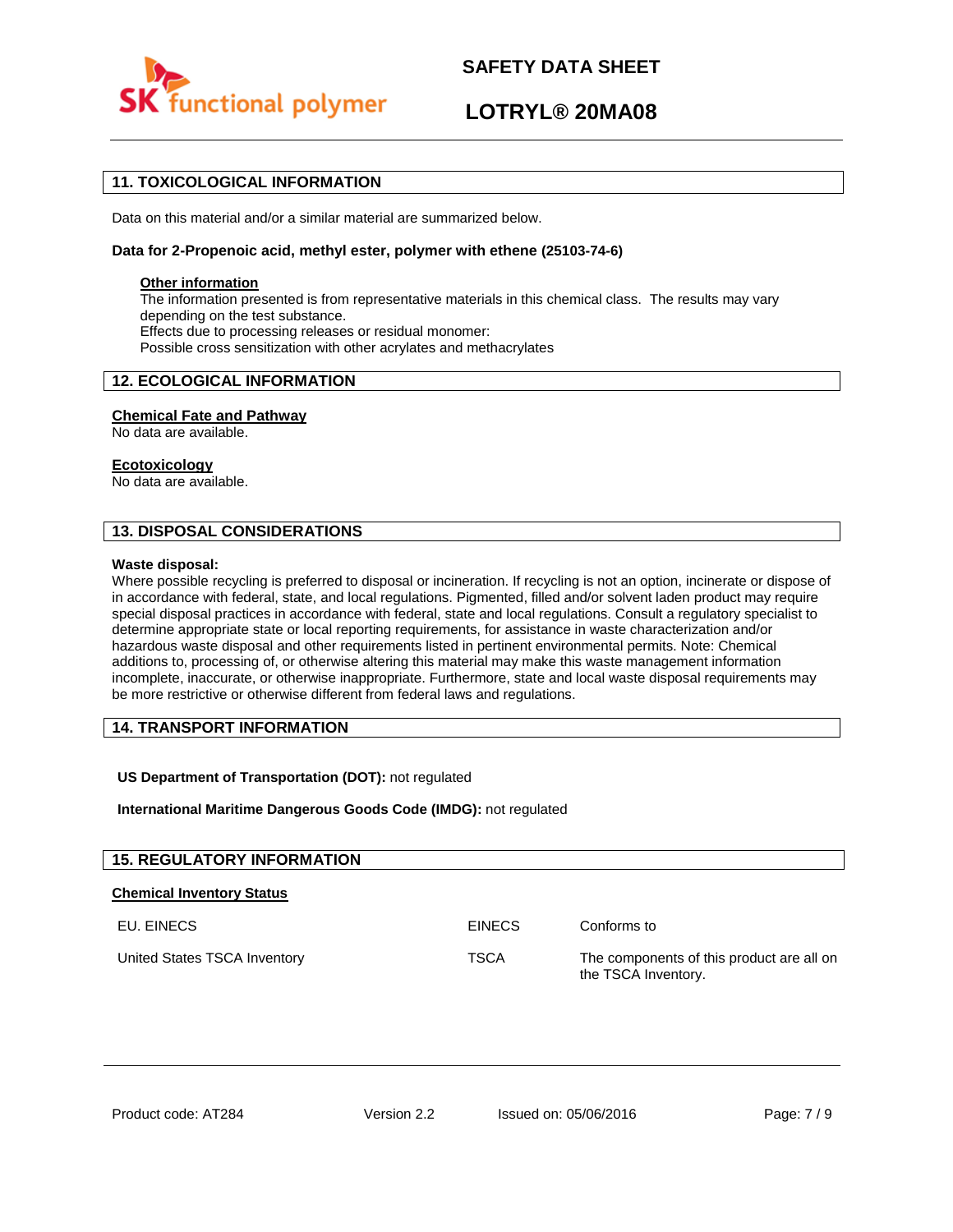## 11. TOXICOLOGICAL INFORMATION

Data on this material and/or a similar material are summarized below.

**Data for 2-Propenoic acid, methyl ester, polymer with ethene (25103-74-6)**

**Other information**

The information presented is from representative materials in this chemical class. The results may vary depending on the test substance.
Effects due to processing releases or residual monomer:
Possible cross sensitization with other acrylates and methacrylates

## 12. ECOLOGICAL INFORMATION

**Chemical Fate and Pathway**

No data are available.

**Ecotoxicology**

No data are available.

## 13. DISPOSAL CONSIDERATIONS

**Waste disposal:**

Where possible recycling is preferred to disposal or incineration. If recycling is not an option, incinerate or dispose of in accordance with federal, state, and local regulations. Pigmented, filled and/or solvent laden product may require special disposal practices in accordance with federal, state and local regulations. Consult a regulatory specialist to determine appropriate state or local reporting requirements, for assistance in waste characterization and/or hazardous waste disposal and other requirements listed in pertinent environmental permits. Note: Chemical additions to, processing of, or otherwise altering this material may make this waste management information incomplete, inaccurate, or otherwise inappropriate. Furthermore, state and local waste disposal requirements may be more restrictive or otherwise different from federal laws and regulations.

## 14. TRANSPORT INFORMATION

**US Department of Transportation (DOT):** not regulated

**International Maritime Dangerous Goods Code (IMDG):** not regulated

## 15. REGULATORY INFORMATION

**Chemical Inventory Status**

| | | |
|---|---|---|
| EU. EINECS | EINECS | Conforms to |
| United States TSCA Inventory | TSCA | The components of this product are all on the TSCA Inventory. |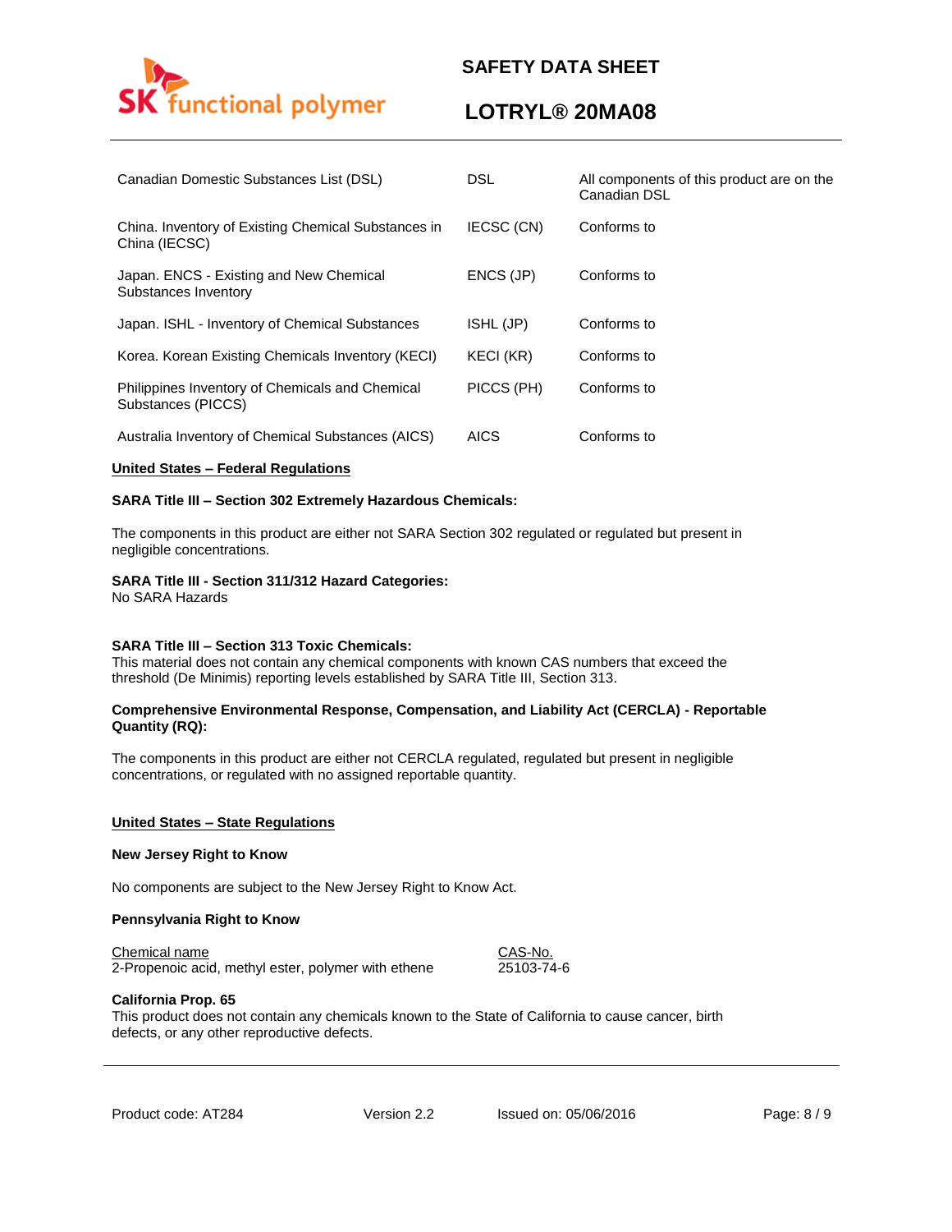| | | |
|---|---|---|
| Canadian Domestic Substances List (DSL) | DSL | All components of this product are on the Canadian DSL |
| China. Inventory of Existing Chemical Substances in China (IECSC) | IECSC (CN) | Conforms to |
| Japan. ENCS - Existing and New Chemical Substances Inventory | ENCS (JP) | Conforms to |
| Japan. ISHL - Inventory of Chemical Substances | ISHL (JP) | Conforms to |
| Korea. Korean Existing Chemicals Inventory (KECI) | KECI (KR) | Conforms to |
| Philippines Inventory of Chemicals and Chemical Substances (PICCS) | PICCS (PH) | Conforms to |
| Australia Inventory of Chemical Substances (AICS) | AICS | Conforms to |

**United States – Federal Regulations**

**SARA Title III – Section 302 Extremely Hazardous Chemicals:**

The components in this product are either not SARA Section 302 regulated or regulated but present in negligible concentrations.

**SARA Title III - Section 311/312 Hazard Categories:**
No SARA Hazards

**SARA Title III – Section 313 Toxic Chemicals:**
This material does not contain any chemical components with known CAS numbers that exceed the threshold (De Minimis) reporting levels established by SARA Title III, Section 313.

**Comprehensive Environmental Response, Compensation, and Liability Act (CERCLA) - Reportable Quantity (RQ):**

The components in this product are either not CERCLA regulated, regulated but present in negligible concentrations, or regulated with no assigned reportable quantity.

**United States – State Regulations**

**New Jersey Right to Know**

No components are subject to the New Jersey Right to Know Act.

**Pennsylvania Right to Know**

| Chemical name | CAS-No. |
|---|---|
| 2-Propenoic acid, methyl ester, polymer with ethene | 25103-74-6 |

**California Prop. 65**
This product does not contain any chemicals known to the State of California to cause cancer, birth defects, or any other reproductive defects.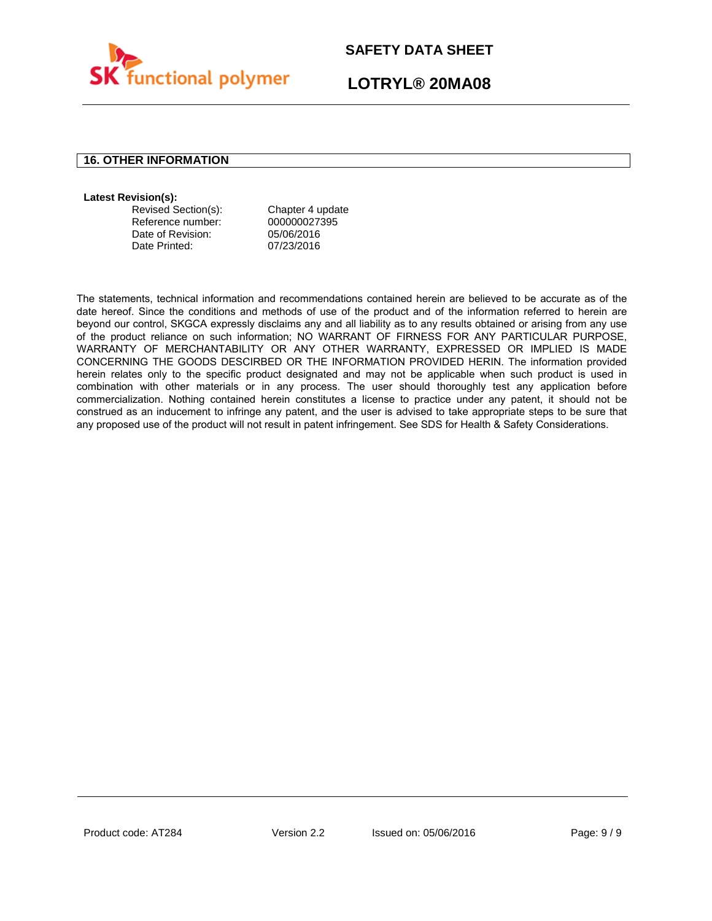## 16. OTHER INFORMATION

**Latest Revision(s):**

| | |
|---|---|
| Revised Section(s): | Chapter 4 update |
| Reference number: | 000000027395 |
| Date of Revision: | 05/06/2016 |
| Date Printed: | 07/23/2016 |

The statements, technical information and recommendations contained herein are believed to be accurate as of the date hereof. Since the conditions and methods of use of the product and of the information referred to herein are beyond our control, SKGCA expressly disclaims any and all liability as to any results obtained or arising from any use of the product reliance on such information; NO WARRANT OF FIRNESS FOR ANY PARTICULAR PURPOSE, WARRANTY OF MERCHANTABILITY OR ANY OTHER WARRANTY, EXPRESSED OR IMPLIED IS MADE CONCERNING THE GOODS DESCRIBED OR THE INFORMATION PROVIDED HERIN. The information provided herein relates only to the specific product designated and may not be applicable when such product is used in combination with other materials or in any process. The user should thoroughly test any application before commercialization. Nothing contained herein constitutes a license to practice under any patent, it should not be construed as an inducement to infringe any patent, and the user is advised to take appropriate steps to be sure that any proposed use of the product will not result in patent infringement. See SDS for Health & Safety Considerations.